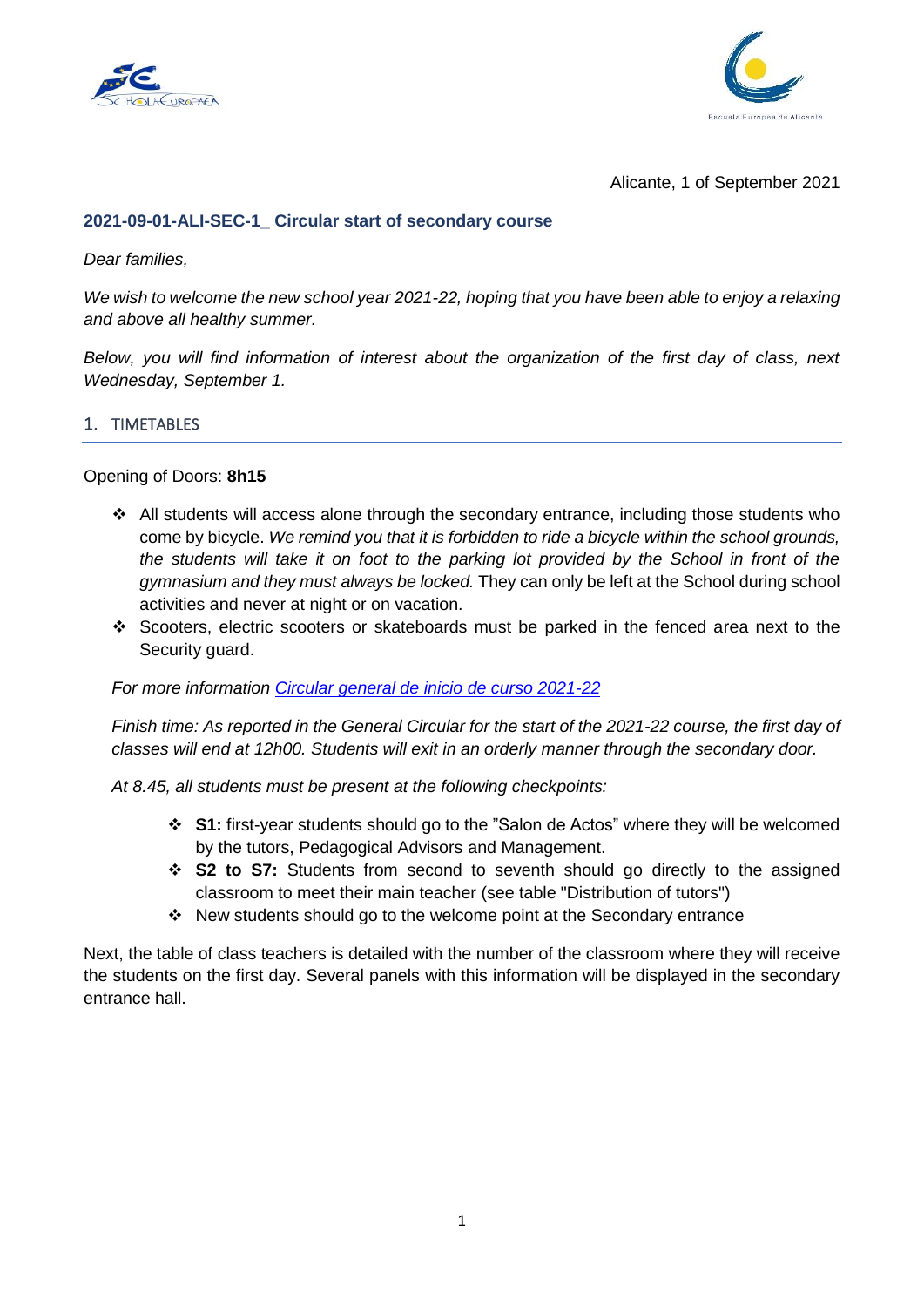Alicante, 1 of September 2021

**2021-09-01-ALI-SEC-1_ Circular start of secondary course**

*Dear families,*

*We wish to welcome the new school year 2021-22, hoping that you have been able to enjoy a relaxing and above all healthy summer.*

*Below, you will find information of interest about the organization of the first day of class, next Wednesday, September 1.*

## 1. TIMETABLES

Opening of Doors: **8h15**

- All students will access alone through the secondary entrance, including those students who come by bicycle. *We remind you that it is forbidden to ride a bicycle within the school grounds, the students will take it on foot to the parking lot provided by the School in front of the gymnasium and they must always be locked.* They can only be left at the School during school activities and never at night or on vacation.
- Scooters, electric scooters or skateboards must be parked in the fenced area next to the Security guard.

*For more information Circular general de inicio de curso 2021-22*

*Finish time: As reported in the General Circular for the start of the 2021-22 course, the first day of classes will end at 12h00. Students will exit in an orderly manner through the secondary door.*

*At 8.45, all students must be present at the following checkpoints:*

- **S1:** first-year students should go to the "Salon de Actos" where they will be welcomed by the tutors, Pedagogical Advisors and Management.
- **S2 to S7:** Students from second to seventh should go directly to the assigned classroom to meet their main teacher (see table "Distribution of tutors")
- New students should go to the welcome point at the Secondary entrance

Next, the table of class teachers is detailed with the number of the classroom where they will receive the students on the first day. Several panels with this information will be displayed in the secondary entrance hall.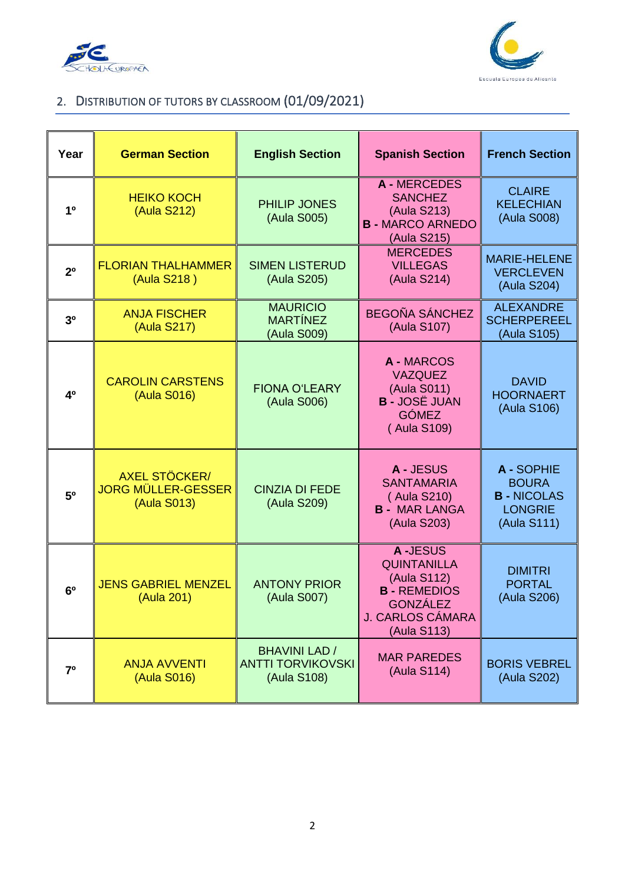## 2. DISTRIBUTION OF TUTORS BY CLASSROOM (01/09/2021)

| Year | German Section | English Section | Spanish Section | French Section |
|---|---|---|---|---|
| 1º | HEIKO KOCH (Aula S212) | PHILIP JONES (Aula S005) | **A -** MERCEDES SANCHEZ (Aula S213) **B -** MARCO ARNEDO (Aula S215) | CLAIRE KELECHIAN (Aula S008) |
| 2º | FLORIAN THALHAMMER (Aula S218 ) | SIMEN LISTERUD (Aula S205) | MERCEDES VILLEGAS (Aula S214) | MARIE-HELENE VERCLEVEN (Aula S204) |
| 3º | ANJA FISCHER (Aula S217) | MAURICIO MARTÍNEZ (Aula S009) | BEGOÑA SÁNCHEZ (Aula S107) | ALEXANDRE SCHERPEREEL (Aula S105) |
| 4º | CAROLIN CARSTENS (Aula S016) | FIONA O'LEARY (Aula S006) | **A -** MARCOS VAZQUEZ (Aula S011) **B -** JOSË JUAN GÓMEZ ( Aula S109) | DAVID HOORNAERT (Aula S106) |
| 5º | AXEL STÖCKER/ JORG MÜLLER-GESSER (Aula S013) | CINZIA DI FEDE (Aula S209) | **A -** JESUS SANTAMARIA ( Aula S210) **B -** MAR LANGA (Aula S203) | **A -** SOPHIE BOURA **B -** NICOLAS LONGRIE (Aula S111) |
| 6º | JENS GABRIEL MENZEL (Aula 201) | ANTONY PRIOR (Aula S007) | **A** -JESUS QUINTANILLA (Aula S112) **B -** REMEDIOS GONZÁLEZ J. CARLOS CÁMARA (Aula S113) | DIMITRI PORTAL (Aula S206) |
| 7º | ANJA AVVENTI (Aula S016) | BHAVINI LAD / ANTTI TORVIKOVSKI (Aula S108) | MAR PAREDES (Aula S114) | BORIS VEBREL (Aula S202) |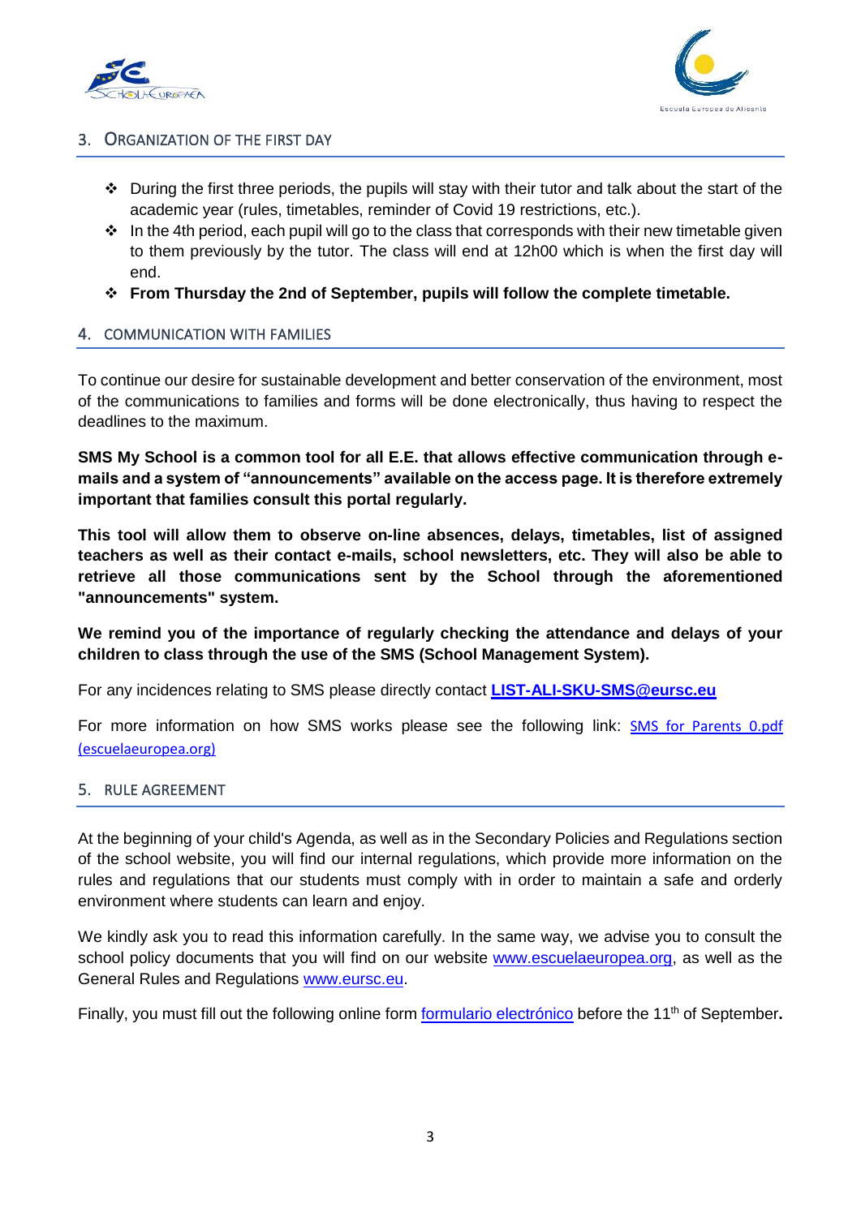## 3. ORGANIZATION OF THE FIRST DAY

- During the first three periods, the pupils will stay with their tutor and talk about the start of the academic year (rules, timetables, reminder of Covid 19 restrictions, etc.).
- In the 4th period, each pupil will go to the class that corresponds with their new timetable given to them previously by the tutor. The class will end at 12h00 which is when the first day will end.
- **From Thursday the 2nd of September, pupils will follow the complete timetable.**

## 4. COMMUNICATION WITH FAMILIES

To continue our desire for sustainable development and better conservation of the environment, most of the communications to families and forms will be done electronically, thus having to respect the deadlines to the maximum.

**SMS My School is a common tool for all E.E. that allows effective communication through e-mails and a system of "announcements" available on the access page. It is therefore extremely important that families consult this portal regularly.**

**This tool will allow them to observe on-line absences, delays, timetables, list of assigned teachers as well as their contact e-mails, school newsletters, etc. They will also be able to retrieve all those communications sent by the School through the aforementioned "announcements" system.**

**We remind you of the importance of regularly checking the attendance and delays of your children to class through the use of the SMS (School Management System).**

For any incidences relating to SMS please directly contact **LIST-ALI-SKU-SMS@eursc.eu**

For more information on how SMS works please see the following link: SMS for Parents 0.pdf (escuelaeuropea.org)

## 5. RULE AGREEMENT

At the beginning of your child's Agenda, as well as in the Secondary Policies and Regulations section of the school website, you will find our internal regulations, which provide more information on the rules and regulations that our students must comply with in order to maintain a safe and orderly environment where students can learn and enjoy.

We kindly ask you to read this information carefully. In the same way, we advise you to consult the school policy documents that you will find on our website www.escuelaeuropea.org, as well as the General Rules and Regulations www.eursc.eu.

Finally, you must fill out the following online form formulario electrónico before the 11th of September.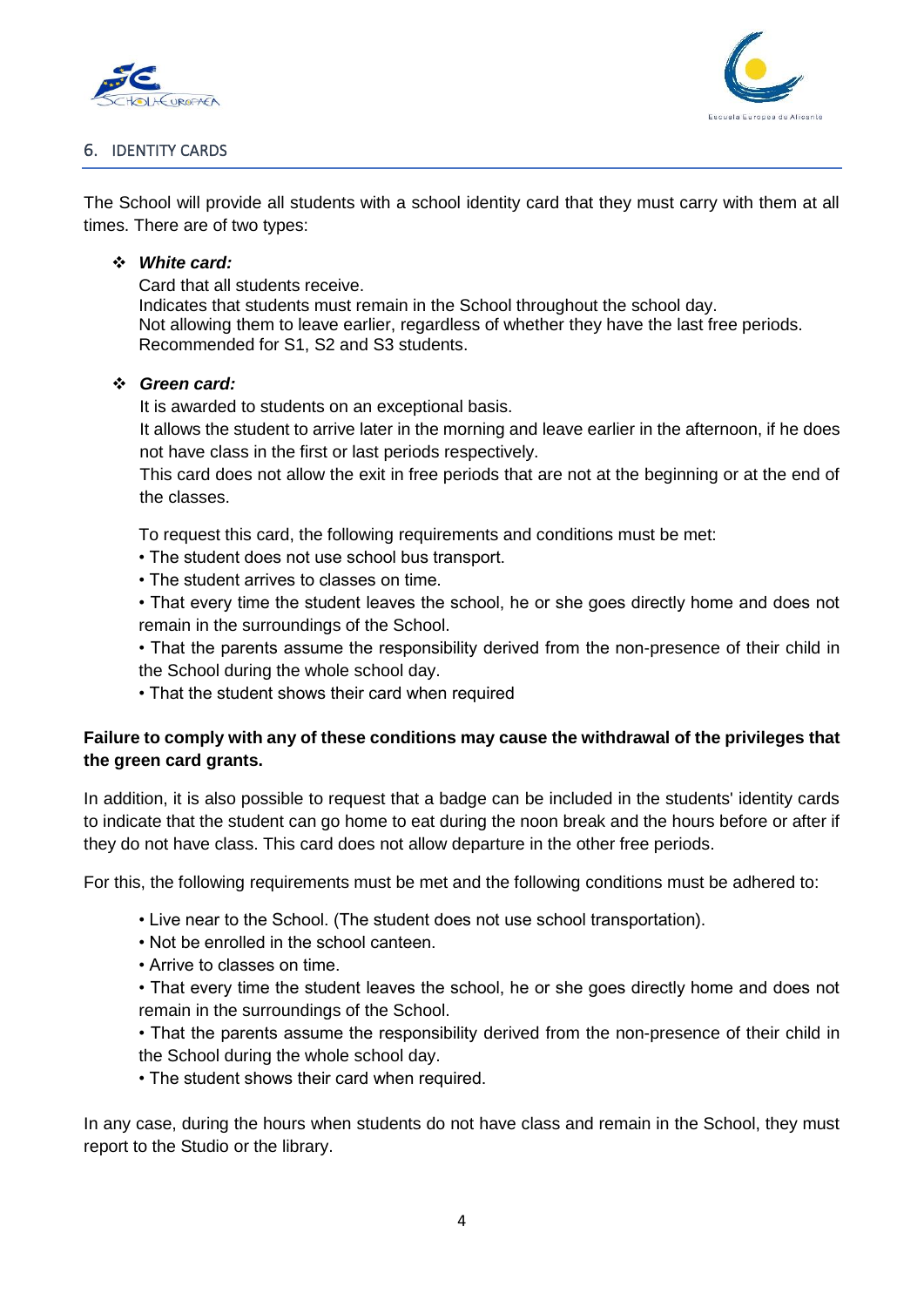## 6. IDENTITY CARDS

The School will provide all students with a school identity card that they must carry with them at all times. There are of two types:

- ***White card:***
  Card that all students receive.
  Indicates that students must remain in the School throughout the school day.
  Not allowing them to leave earlier, regardless of whether they have the last free periods.
  Recommended for S1, S2 and S3 students.

- ***Green card:***
  It is awarded to students on an exceptional basis.
  It allows the student to arrive later in the morning and leave earlier in the afternoon, if he does not have class in the first or last periods respectively.
  This card does not allow the exit in free periods that are not at the beginning or at the end of the classes.

  To request this card, the following requirements and conditions must be met:
  - The student does not use school bus transport.
  - The student arrives to classes on time.
  - That every time the student leaves the school, he or she goes directly home and does not remain in the surroundings of the School.
  - That the parents assume the responsibility derived from the non-presence of their child in the School during the whole school day.
  - That the student shows their card when required

**Failure to comply with any of these conditions may cause the withdrawal of the privileges that the green card grants.**

In addition, it is also possible to request that a badge can be included in the students' identity cards to indicate that the student can go home to eat during the noon break and the hours before or after if they do not have class. This card does not allow departure in the other free periods.

For this, the following requirements must be met and the following conditions must be adhered to:

- Live near to the School. (The student does not use school transportation).
- Not be enrolled in the school canteen.
- Arrive to classes on time.
- That every time the student leaves the school, he or she goes directly home and does not remain in the surroundings of the School.
- That the parents assume the responsibility derived from the non-presence of their child in the School during the whole school day.
- The student shows their card when required.

In any case, during the hours when students do not have class and remain in the School, they must report to the Studio or the library.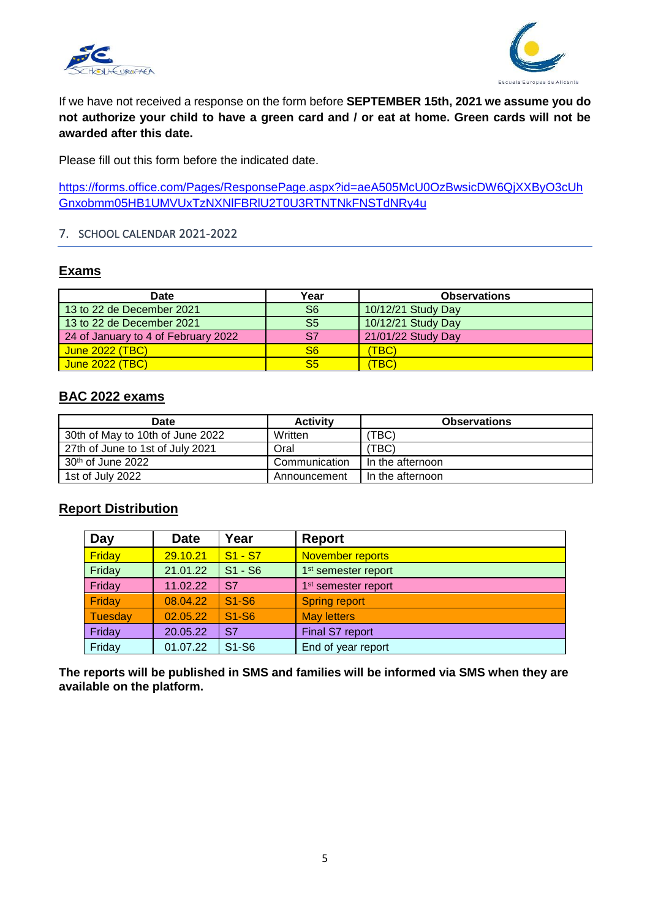If we have not received a response on the form before **SEPTEMBER 15th, 2021 we assume you do not authorize your child to have a green card and / or eat at home. Green cards will not be awarded after this date.**

Please fill out this form before the indicated date.

https://forms.office.com/Pages/ResponsePage.aspx?id=aeA505McU0OzBwsicDW6QjXXByO3cUhGnxobmm05HB1UMVUxTzNXNlFBRlU2T0U3RTNTNkFNSTdNRy4u

## 7. SCHOOL CALENDAR 2021-2022

### Exams

| Date | Year | Observations |
|---|---|---|
| 13 to 22 de December 2021 | S6 | 10/12/21 Study Day |
| 13 to 22 de December 2021 | S5 | 10/12/21 Study Day |
| 24 of January to 4 of February 2022 | S7 | 21/01/22 Study Day |
| June 2022 (TBC) | S6 | (TBC) |
| June 2022 (TBC) | S5 | (TBC) |

### BAC 2022 exams

| Date | Activity | Observations |
|---|---|---|
| 30th of May to 10th of June 2022 | Written | (TBC) |
| 27th of June to 1st of July 2021 | Oral | (TBC) |
| 30th of June 2022 | Communication | In the afternoon |
| 1st of July 2022 | Announcement | In the afternoon |

### Report Distribution

| Day | Date | Year | Report |
|---|---|---|---|
| Friday | 29.10.21 | S1 - S7 | November reports |
| Friday | 21.01.22 | S1 - S6 | 1st semester report |
| Friday | 11.02.22 | S7 | 1st semester report |
| Friday | 08.04.22 | S1-S6 | Spring report |
| Tuesday | 02.05.22 | S1-S6 | May letters |
| Friday | 20.05.22 | S7 | Final S7 report |
| Friday | 01.07.22 | S1-S6 | End of year report |

**The reports will be published in SMS and families will be informed via SMS when they are available on the platform.**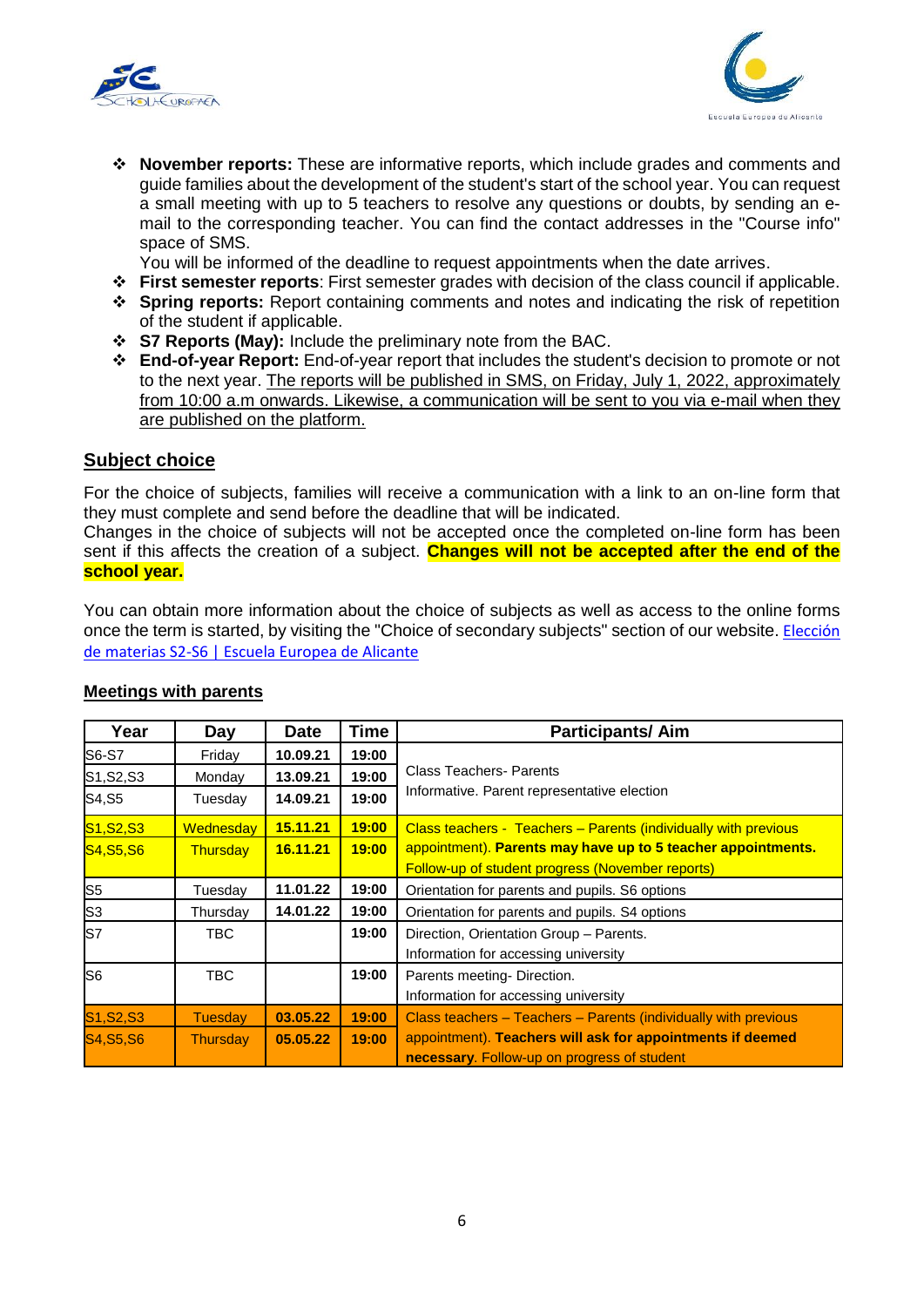- **November reports:** These are informative reports, which include grades and comments and guide families about the development of the student's start of the school year. You can request a small meeting with up to 5 teachers to resolve any questions or doubts, by sending an e-mail to the corresponding teacher. You can find the contact addresses in the "Course info" space of SMS.
  You will be informed of the deadline to request appointments when the date arrives.
- **First semester reports**: First semester grades with decision of the class council if applicable.
- **Spring reports:** Report containing comments and notes and indicating the risk of repetition of the student if applicable.
- **S7 Reports (May):** Include the preliminary note from the BAC.
- **End-of-year Report:** End-of-year report that includes the student's decision to promote or not to the next year. The reports will be published in SMS, on Friday, July 1, 2022, approximately from 10:00 a.m onwards. Likewise, a communication will be sent to you via e-mail when they are published on the platform.

## Subject choice

For the choice of subjects, families will receive a communication with a link to an on-line form that they must complete and send before the deadline that will be indicated.
Changes in the choice of subjects will not be accepted once the completed on-line form has been sent if this affects the creation of a subject. **Changes will not be accepted after the end of the school year.**

You can obtain more information about the choice of subjects as well as access to the online forms once the term is started, by visiting the "Choice of secondary subjects" section of our website. Elección de materias S2-S6 | Escuela Europea de Alicante

### Meetings with parents

| Year | Day | Date | Time | Participants/ Aim |
|---|---|---|---|---|
| S6-S7 | Friday | **10.09.21** | **19:00** | Class Teachers- Parents<br>Informative. Parent representative election |
| S1,S2,S3 | Monday | **13.09.21** | **19:00** | |
| S4,S5 | Tuesday | **14.09.21** | **19:00** | |
| S1,S2,S3 | Wednesday | **15.11.21** | **19:00** | Class teachers - Teachers – Parents (individually with previous appointment). **Parents may have up to 5 teacher appointments.** Follow-up of student progress (November reports) |
| S4,S5,S6 | Thursday | **16.11.21** | **19:00** | |
| S5 | Tuesday | **11.01.22** | **19:00** | Orientation for parents and pupils. S6 options |
| S3 | Thursday | **14.01.22** | **19:00** | Orientation for parents and pupils. S4 options |
| S7 | TBC | | **19:00** | Direction, Orientation Group – Parents.<br>Information for accessing university |
| S6 | TBC | | **19:00** | Parents meeting- Direction.<br>Information for accessing university |
| S1,S2,S3 | Tuesday | **03.05.22** | **19:00** | Class teachers – Teachers – Parents (individually with previous appointment). **Teachers will ask for appointments if deemed necessary**. Follow-up on progress of student |
| S4,S5,S6 | Thursday | **05.05.22** | **19:00** | |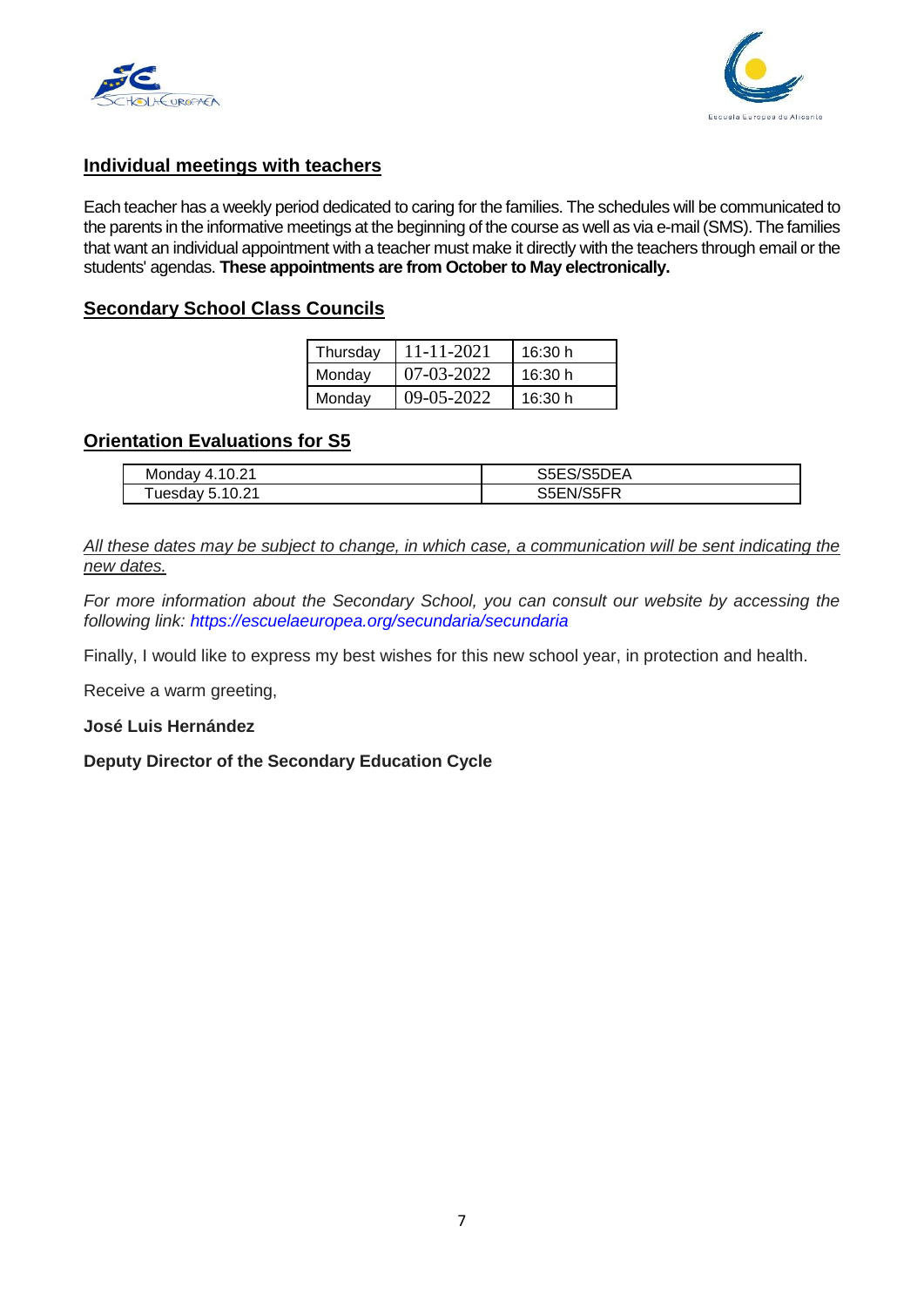## Individual meetings with teachers

Each teacher has a weekly period dedicated to caring for the families. The schedules will be communicated to the parents in the informative meetings at the beginning of the course as well as via e-mail (SMS). The families that want an individual appointment with a teacher must make it directly with the teachers through email or the students' agendas. **These appointments are from October to May electronically.**

## Secondary School Class Councils

| | | |
|---|---|---|
| Thursday | 11-11-2021 | 16:30 h |
| Monday | 07-03-2022 | 16:30 h |
| Monday | 09-05-2022 | 16:30 h |

## Orientation Evaluations for S5

| | |
|---|---|
| Monday 4.10.21 | S5ES/S5DEA |
| Tuesday 5.10.21 | S5EN/S5FR |

*All these dates may be subject to change, in which case, a communication will be sent indicating the new dates.*

*For more information about the Secondary School, you can consult our website by accessing the following link: https://escuelaeuropea.org/secundaria/secundaria*

Finally, I would like to express my best wishes for this new school year, in protection and health.

Receive a warm greeting,

**José Luis Hernández**

**Deputy Director of the Secondary Education Cycle**